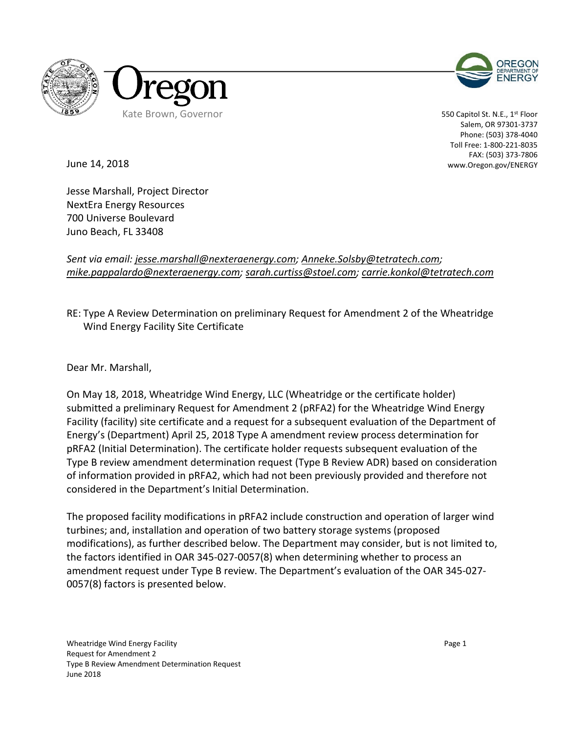Oregon

Kate Brown, Governor

OREGON DEPARTMENT OF ENERGY

550 Capitol St. N.E., 1st Floor
Salem, OR 97301-3737
Phone: (503) 378-4040
Toll Free: 1-800-221-8035
FAX: (503) 373-7806
www.Oregon.gov/ENERGY

June 14, 2018

Jesse Marshall, Project Director
NextEra Energy Resources
700 Universe Boulevard
Juno Beach, FL 33408

*Sent via email: jesse.marshall@nexteraenergy.com; Anneke.Solsby@tetratech.com; mike.pappalardo@nexteraenergy.com; sarah.curtiss@stoel.com; carrie.konkol@tetratech.com*

RE: Type A Review Determination on preliminary Request for Amendment 2 of the Wheatridge Wind Energy Facility Site Certificate

Dear Mr. Marshall,

On May 18, 2018, Wheatridge Wind Energy, LLC (Wheatridge or the certificate holder) submitted a preliminary Request for Amendment 2 (pRFA2) for the Wheatridge Wind Energy Facility (facility) site certificate and a request for a subsequent evaluation of the Department of Energy's (Department) April 25, 2018 Type A amendment review process determination for pRFA2 (Initial Determination). The certificate holder requests subsequent evaluation of the Type B review amendment determination request (Type B Review ADR) based on consideration of information provided in pRFA2, which had not been previously provided and therefore not considered in the Department's Initial Determination.

The proposed facility modifications in pRFA2 include construction and operation of larger wind turbines; and, installation and operation of two battery storage systems (proposed modifications), as further described below. The Department may consider, but is not limited to, the factors identified in OAR 345-027-0057(8) when determining whether to process an amendment request under Type B review. The Department's evaluation of the OAR 345-027-0057(8) factors is presented below.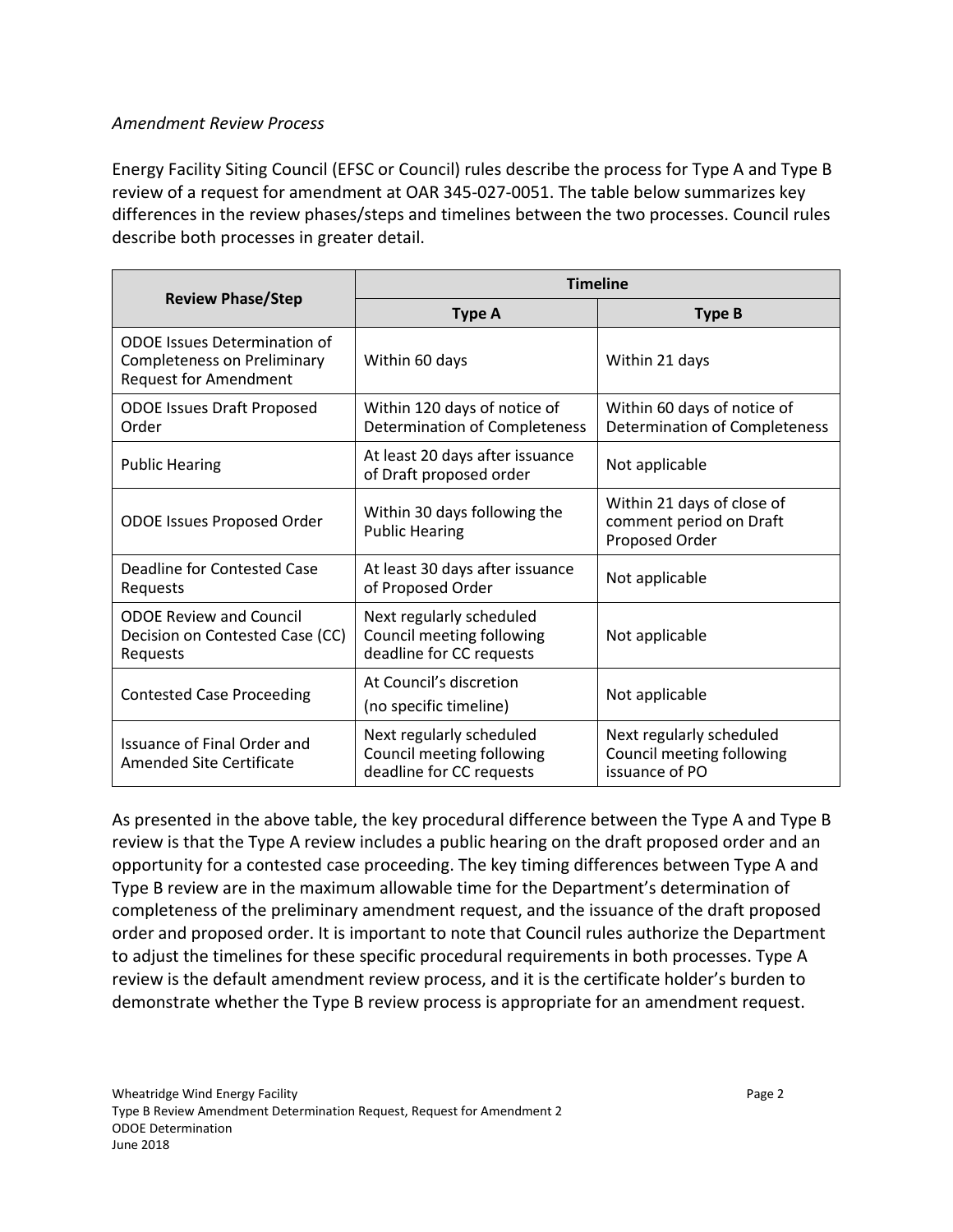*Amendment Review Process*

Energy Facility Siting Council (EFSC or Council) rules describe the process for Type A and Type B review of a request for amendment at OAR 345-027-0051. The table below summarizes key differences in the review phases/steps and timelines between the two processes. Council rules describe both processes in greater detail.

| Review Phase/Step | Timeline | |
|---|---|---|
| | **Type A** | **Type B** |
| ODOE Issues Determination of Completeness on Preliminary Request for Amendment | Within 60 days | Within 21 days |
| ODOE Issues Draft Proposed Order | Within 120 days of notice of Determination of Completeness | Within 60 days of notice of Determination of Completeness |
| Public Hearing | At least 20 days after issuance of Draft proposed order | Not applicable |
| ODOE Issues Proposed Order | Within 30 days following the Public Hearing | Within 21 days of close of comment period on Draft Proposed Order |
| Deadline for Contested Case Requests | At least 30 days after issuance of Proposed Order | Not applicable |
| ODOE Review and Council Decision on Contested Case (CC) Requests | Next regularly scheduled Council meeting following deadline for CC requests | Not applicable |
| Contested Case Proceeding | At Council's discretion (no specific timeline) | Not applicable |
| Issuance of Final Order and Amended Site Certificate | Next regularly scheduled Council meeting following deadline for CC requests | Next regularly scheduled Council meeting following issuance of PO |

As presented in the above table, the key procedural difference between the Type A and Type B review is that the Type A review includes a public hearing on the draft proposed order and an opportunity for a contested case proceeding. The key timing differences between Type A and Type B review are in the maximum allowable time for the Department's determination of completeness of the preliminary amendment request, and the issuance of the draft proposed order and proposed order. It is important to note that Council rules authorize the Department to adjust the timelines for these specific procedural requirements in both processes. Type A review is the default amendment review process, and it is the certificate holder's burden to demonstrate whether the Type B review process is appropriate for an amendment request.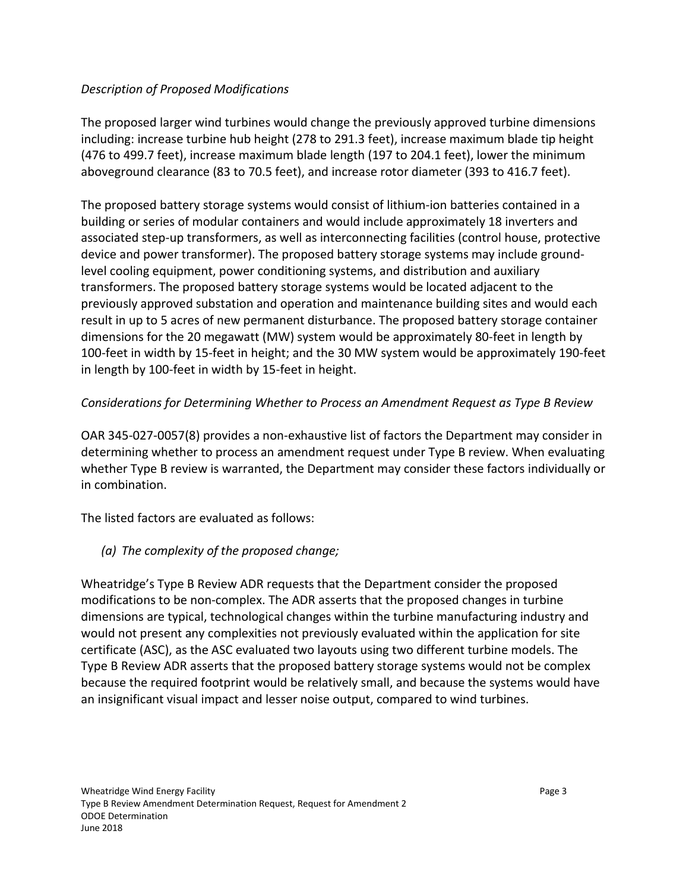*Description of Proposed Modifications*

The proposed larger wind turbines would change the previously approved turbine dimensions including: increase turbine hub height (278 to 291.3 feet), increase maximum blade tip height (476 to 499.7 feet), increase maximum blade length (197 to 204.1 feet), lower the minimum aboveground clearance (83 to 70.5 feet), and increase rotor diameter (393 to 416.7 feet).

The proposed battery storage systems would consist of lithium-ion batteries contained in a building or series of modular containers and would include approximately 18 inverters and associated step-up transformers, as well as interconnecting facilities (control house, protective device and power transformer). The proposed battery storage systems may include ground-level cooling equipment, power conditioning systems, and distribution and auxiliary transformers. The proposed battery storage systems would be located adjacent to the previously approved substation and operation and maintenance building sites and would each result in up to 5 acres of new permanent disturbance. The proposed battery storage container dimensions for the 20 megawatt (MW) system would be approximately 80-feet in length by 100-feet in width by 15-feet in height; and the 30 MW system would be approximately 190-feet in length by 100-feet in width by 15-feet in height.

*Considerations for Determining Whether to Process an Amendment Request as Type B Review*

OAR 345-027-0057(8) provides a non-exhaustive list of factors the Department may consider in determining whether to process an amendment request under Type B review. When evaluating whether Type B review is warranted, the Department may consider these factors individually or in combination.

The listed factors are evaluated as follows:

*(a) The complexity of the proposed change;*

Wheatridge's Type B Review ADR requests that the Department consider the proposed modifications to be non-complex. The ADR asserts that the proposed changes in turbine dimensions are typical, technological changes within the turbine manufacturing industry and would not present any complexities not previously evaluated within the application for site certificate (ASC), as the ASC evaluated two layouts using two different turbine models. The Type B Review ADR asserts that the proposed battery storage systems would not be complex because the required footprint would be relatively small, and because the systems would have an insignificant visual impact and lesser noise output, compared to wind turbines.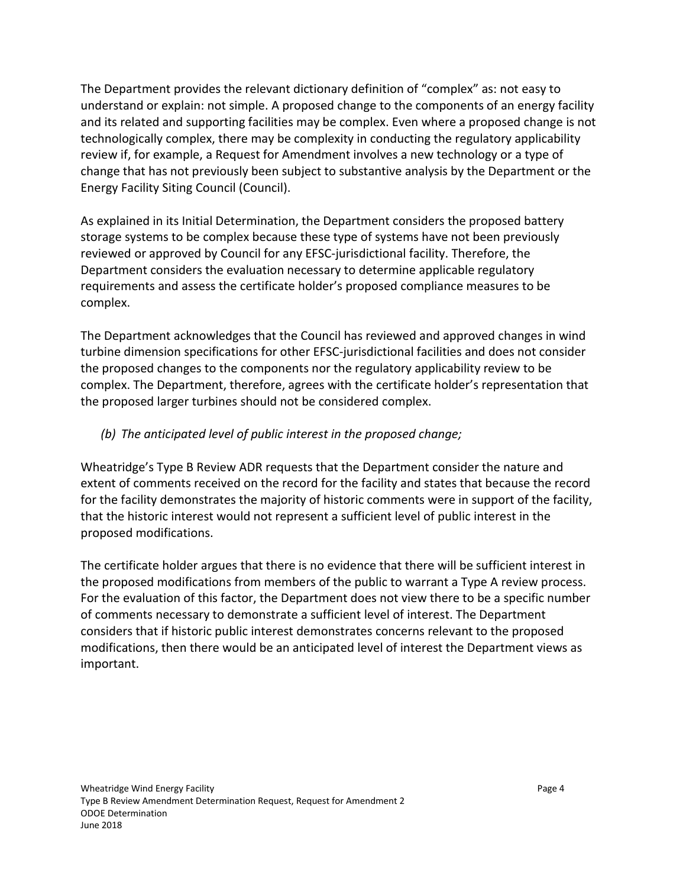The Department provides the relevant dictionary definition of "complex" as: not easy to understand or explain: not simple. A proposed change to the components of an energy facility and its related and supporting facilities may be complex. Even where a proposed change is not technologically complex, there may be complexity in conducting the regulatory applicability review if, for example, a Request for Amendment involves a new technology or a type of change that has not previously been subject to substantive analysis by the Department or the Energy Facility Siting Council (Council).

As explained in its Initial Determination, the Department considers the proposed battery storage systems to be complex because these type of systems have not been previously reviewed or approved by Council for any EFSC-jurisdictional facility. Therefore, the Department considers the evaluation necessary to determine applicable regulatory requirements and assess the certificate holder's proposed compliance measures to be complex.

The Department acknowledges that the Council has reviewed and approved changes in wind turbine dimension specifications for other EFSC-jurisdictional facilities and does not consider the proposed changes to the components nor the regulatory applicability review to be complex. The Department, therefore, agrees with the certificate holder's representation that the proposed larger turbines should not be considered complex.

*(b) The anticipated level of public interest in the proposed change;*

Wheatridge's Type B Review ADR requests that the Department consider the nature and extent of comments received on the record for the facility and states that because the record for the facility demonstrates the majority of historic comments were in support of the facility, that the historic interest would not represent a sufficient level of public interest in the proposed modifications.

The certificate holder argues that there is no evidence that there will be sufficient interest in the proposed modifications from members of the public to warrant a Type A review process. For the evaluation of this factor, the Department does not view there to be a specific number of comments necessary to demonstrate a sufficient level of interest. The Department considers that if historic public interest demonstrates concerns relevant to the proposed modifications, then there would be an anticipated level of interest the Department views as important.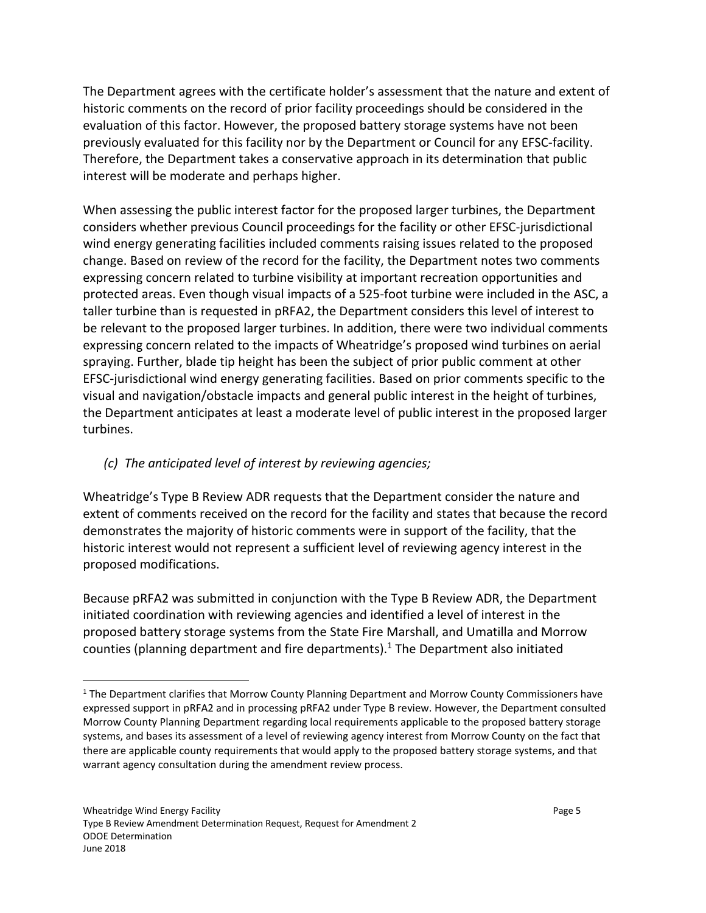The Department agrees with the certificate holder's assessment that the nature and extent of historic comments on the record of prior facility proceedings should be considered in the evaluation of this factor. However, the proposed battery storage systems have not been previously evaluated for this facility nor by the Department or Council for any EFSC-facility. Therefore, the Department takes a conservative approach in its determination that public interest will be moderate and perhaps higher.

When assessing the public interest factor for the proposed larger turbines, the Department considers whether previous Council proceedings for the facility or other EFSC-jurisdictional wind energy generating facilities included comments raising issues related to the proposed change. Based on review of the record for the facility, the Department notes two comments expressing concern related to turbine visibility at important recreation opportunities and protected areas. Even though visual impacts of a 525-foot turbine were included in the ASC, a taller turbine than is requested in pRFA2, the Department considers this level of interest to be relevant to the proposed larger turbines. In addition, there were two individual comments expressing concern related to the impacts of Wheatridge's proposed wind turbines on aerial spraying. Further, blade tip height has been the subject of prior public comment at other EFSC-jurisdictional wind energy generating facilities. Based on prior comments specific to the visual and navigation/obstacle impacts and general public interest in the height of turbines, the Department anticipates at least a moderate level of public interest in the proposed larger turbines.

*(c) The anticipated level of interest by reviewing agencies;*

Wheatridge's Type B Review ADR requests that the Department consider the nature and extent of comments received on the record for the facility and states that because the record demonstrates the majority of historic comments were in support of the facility, that the historic interest would not represent a sufficient level of reviewing agency interest in the proposed modifications.

Because pRFA2 was submitted in conjunction with the Type B Review ADR, the Department initiated coordination with reviewing agencies and identified a level of interest in the proposed battery storage systems from the State Fire Marshall, and Umatilla and Morrow counties (planning department and fire departments).[1] The Department also initiated

[1] The Department clarifies that Morrow County Planning Department and Morrow County Commissioners have expressed support in pRFA2 and in processing pRFA2 under Type B review. However, the Department consulted Morrow County Planning Department regarding local requirements applicable to the proposed battery storage systems, and bases its assessment of a level of reviewing agency interest from Morrow County on the fact that there are applicable county requirements that would apply to the proposed battery storage systems, and that warrant agency consultation during the amendment review process.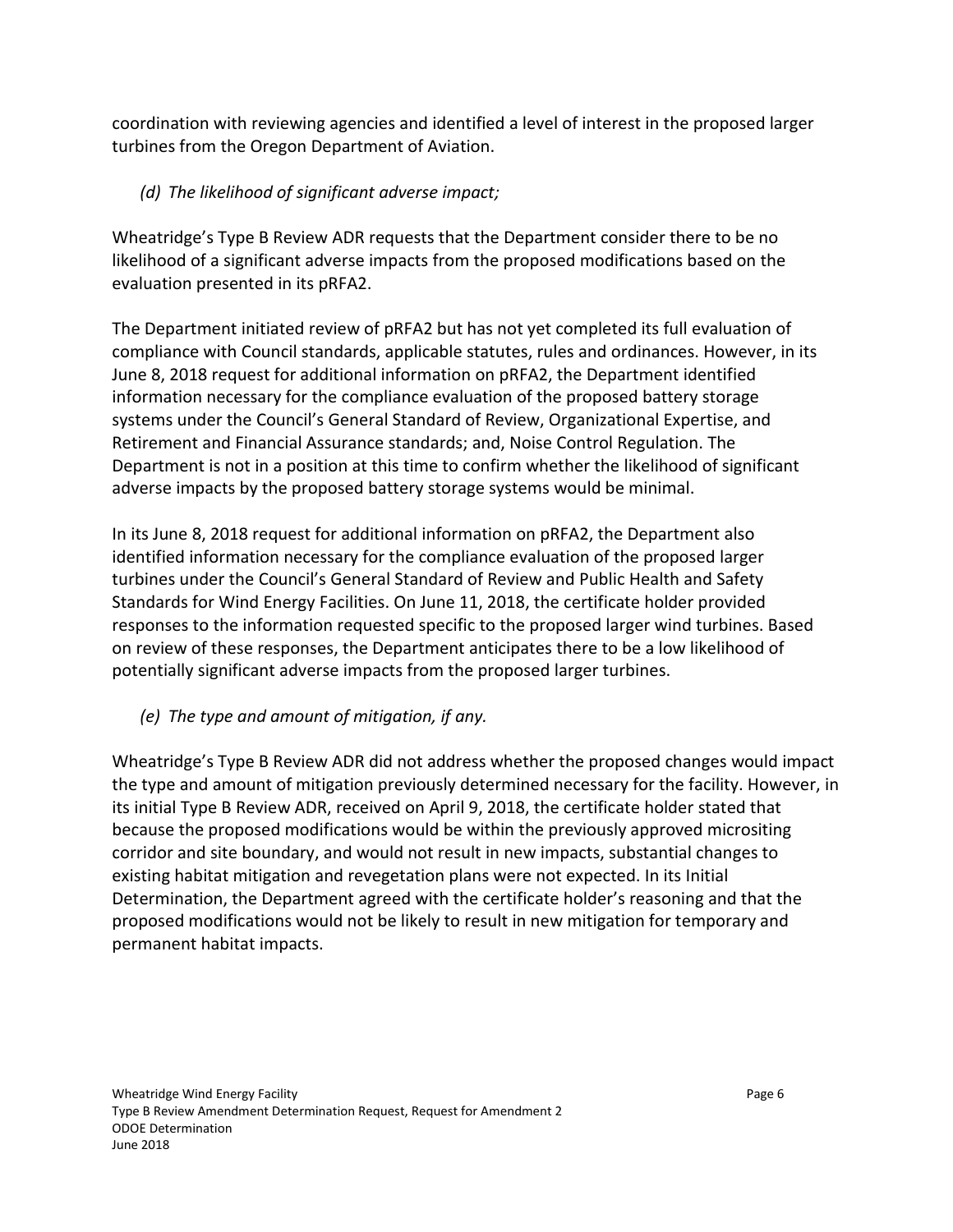coordination with reviewing agencies and identified a level of interest in the proposed larger turbines from the Oregon Department of Aviation.

*(d) The likelihood of significant adverse impact;*

Wheatridge's Type B Review ADR requests that the Department consider there to be no likelihood of a significant adverse impacts from the proposed modifications based on the evaluation presented in its pRFA2.

The Department initiated review of pRFA2 but has not yet completed its full evaluation of compliance with Council standards, applicable statutes, rules and ordinances. However, in its June 8, 2018 request for additional information on pRFA2, the Department identified information necessary for the compliance evaluation of the proposed battery storage systems under the Council's General Standard of Review, Organizational Expertise, and Retirement and Financial Assurance standards; and, Noise Control Regulation. The Department is not in a position at this time to confirm whether the likelihood of significant adverse impacts by the proposed battery storage systems would be minimal.

In its June 8, 2018 request for additional information on pRFA2, the Department also identified information necessary for the compliance evaluation of the proposed larger turbines under the Council's General Standard of Review and Public Health and Safety Standards for Wind Energy Facilities. On June 11, 2018, the certificate holder provided responses to the information requested specific to the proposed larger wind turbines. Based on review of these responses, the Department anticipates there to be a low likelihood of potentially significant adverse impacts from the proposed larger turbines.

*(e) The type and amount of mitigation, if any.*

Wheatridge's Type B Review ADR did not address whether the proposed changes would impact the type and amount of mitigation previously determined necessary for the facility. However, in its initial Type B Review ADR, received on April 9, 2018, the certificate holder stated that because the proposed modifications would be within the previously approved micrositing corridor and site boundary, and would not result in new impacts, substantial changes to existing habitat mitigation and revegetation plans were not expected. In its Initial Determination, the Department agreed with the certificate holder's reasoning and that the proposed modifications would not be likely to result in new mitigation for temporary and permanent habitat impacts.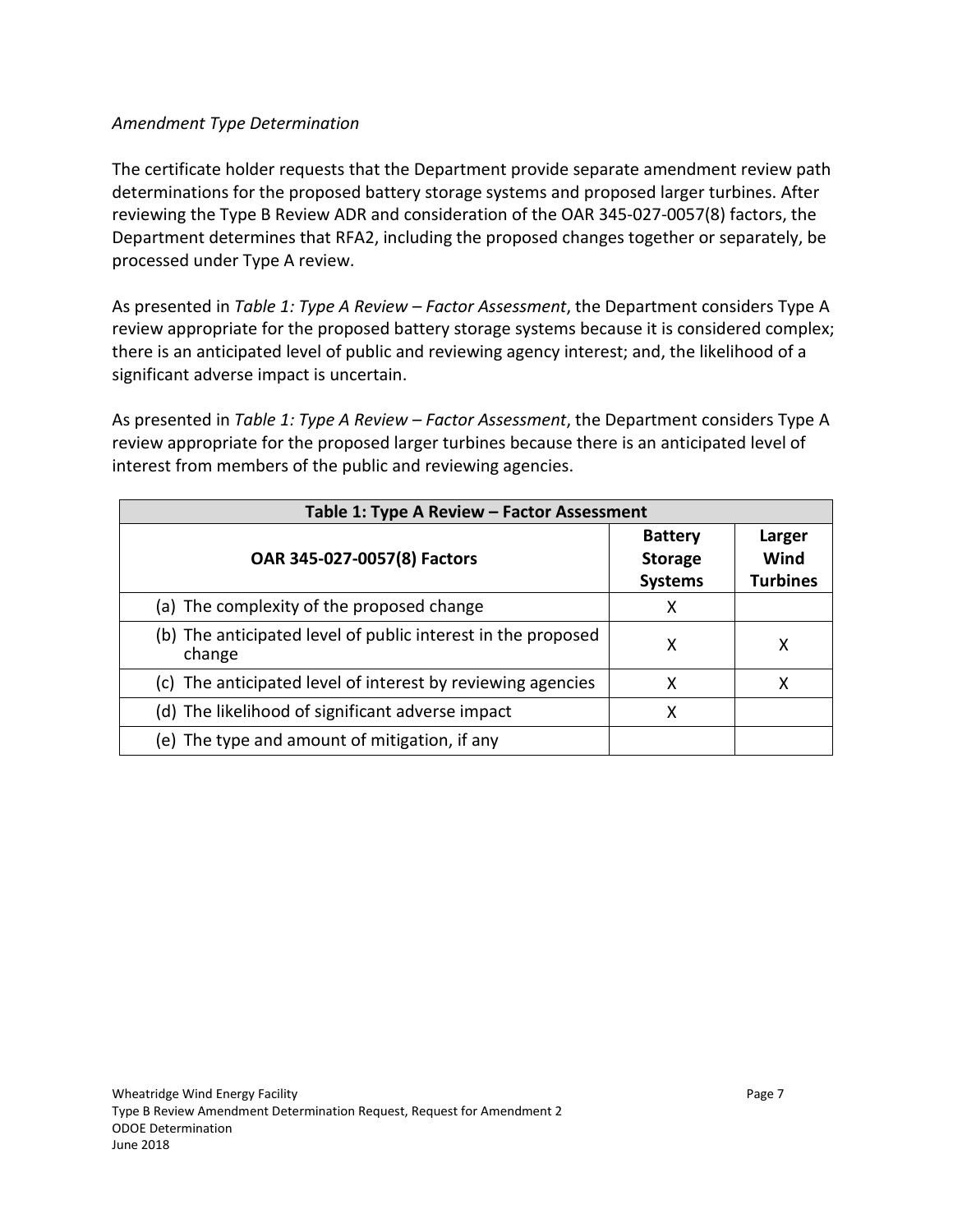*Amendment Type Determination*

The certificate holder requests that the Department provide separate amendment review path determinations for the proposed battery storage systems and proposed larger turbines. After reviewing the Type B Review ADR and consideration of the OAR 345-027-0057(8) factors, the Department determines that RFA2, including the proposed changes together or separately, be processed under Type A review.

As presented in *Table 1: Type A Review – Factor Assessment*, the Department considers Type A review appropriate for the proposed battery storage systems because it is considered complex; there is an anticipated level of public and reviewing agency interest; and, the likelihood of a significant adverse impact is uncertain.

As presented in *Table 1: Type A Review – Factor Assessment*, the Department considers Type A review appropriate for the proposed larger turbines because there is an anticipated level of interest from members of the public and reviewing agencies.

**Table 1: Type A Review – Factor Assessment**

| OAR 345-027-0057(8) Factors | Battery Storage Systems | Larger Wind Turbines |
|---|---|---|
| (a) The complexity of the proposed change | X | |
| (b) The anticipated level of public interest in the proposed change | X | X |
| (c) The anticipated level of interest by reviewing agencies | X | X |
| (d) The likelihood of significant adverse impact | X | |
| (e) The type and amount of mitigation, if any | | |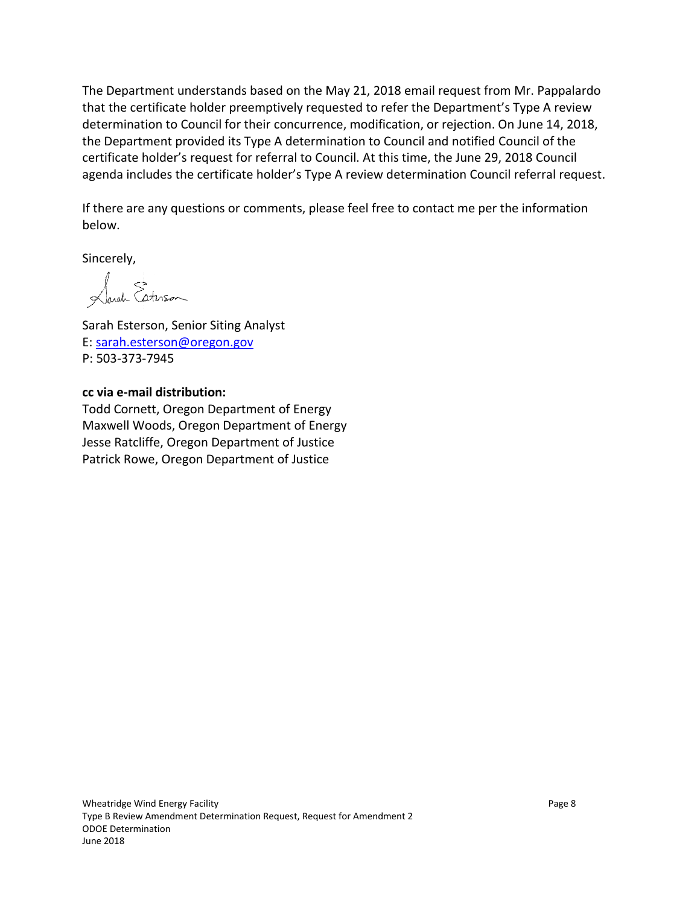The Department understands based on the May 21, 2018 email request from Mr. Pappalardo that the certificate holder preemptively requested to refer the Department's Type A review determination to Council for their concurrence, modification, or rejection. On June 14, 2018, the Department provided its Type A determination to Council and notified Council of the certificate holder's request for referral to Council. At this time, the June 29, 2018 Council agenda includes the certificate holder's Type A review determination Council referral request.

If there are any questions or comments, please feel free to contact me per the information below.

Sincerely,

Sarah Esterson, Senior Siting Analyst
E: sarah.esterson@oregon.gov
P: 503-373-7945

**cc via e-mail distribution:**
Todd Cornett, Oregon Department of Energy
Maxwell Woods, Oregon Department of Energy
Jesse Ratcliffe, Oregon Department of Justice
Patrick Rowe, Oregon Department of Justice